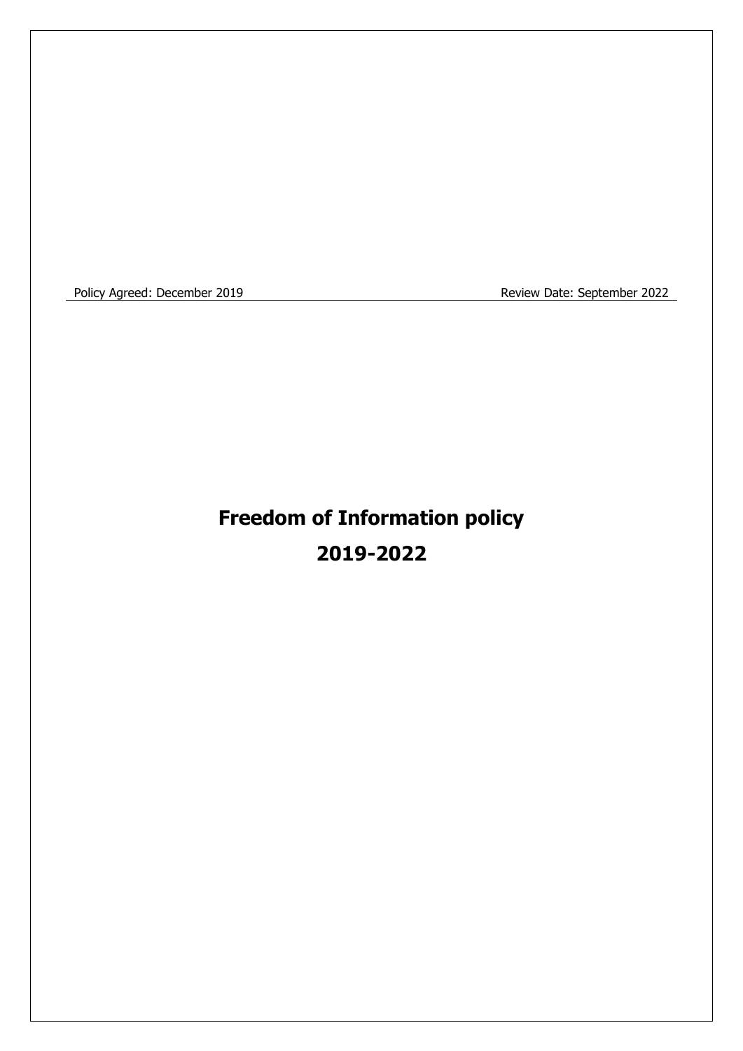Policy Agreed: December 2019 Review Date: September 2022

# Freedom of Information policy

# 2019-2022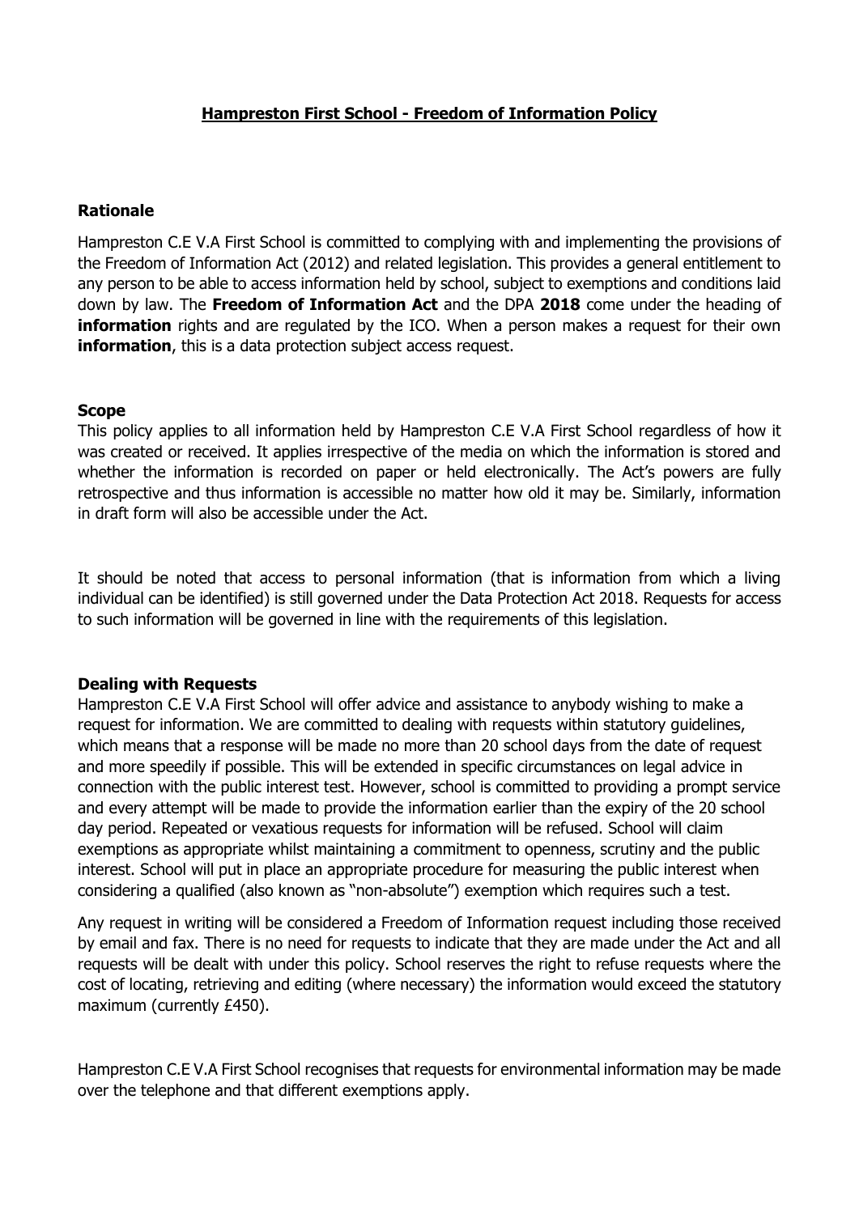## Hampreston First School - Freedom of Information Policy

### Rationale

Hampreston C.E V.A First School is committed to complying with and implementing the provisions of the Freedom of Information Act (2012) and related legislation. This provides a general entitlement to any person to be able to access information held by school, subject to exemptions and conditions laid down by law. The **Freedom of Information Act** and the DPA **2018** come under the heading of **information** rights and are regulated by the ICO. When a person makes a request for their own **information**, this is a data protection subject access request.

### Scope

This policy applies to all information held by Hampreston C.E V.A First School regardless of how it was created or received. It applies irrespective of the media on which the information is stored and whether the information is recorded on paper or held electronically. The Act's powers are fully retrospective and thus information is accessible no matter how old it may be. Similarly, information in draft form will also be accessible under the Act.

It should be noted that access to personal information (that is information from which a living individual can be identified) is still governed under the Data Protection Act 2018. Requests for access to such information will be governed in line with the requirements of this legislation.

### Dealing with Requests

Hampreston C.E V.A First School will offer advice and assistance to anybody wishing to make a request for information. We are committed to dealing with requests within statutory guidelines, which means that a response will be made no more than 20 school days from the date of request and more speedily if possible. This will be extended in specific circumstances on legal advice in connection with the public interest test. However, school is committed to providing a prompt service and every attempt will be made to provide the information earlier than the expiry of the 20 school day period. Repeated or vexatious requests for information will be refused. School will claim exemptions as appropriate whilst maintaining a commitment to openness, scrutiny and the public interest. School will put in place an appropriate procedure for measuring the public interest when considering a qualified (also known as "non-absolute") exemption which requires such a test.

Any request in writing will be considered a Freedom of Information request including those received by email and fax. There is no need for requests to indicate that they are made under the Act and all requests will be dealt with under this policy. School reserves the right to refuse requests where the cost of locating, retrieving and editing (where necessary) the information would exceed the statutory maximum (currently £450).

Hampreston C.E V.A First School recognises that requests for environmental information may be made over the telephone and that different exemptions apply.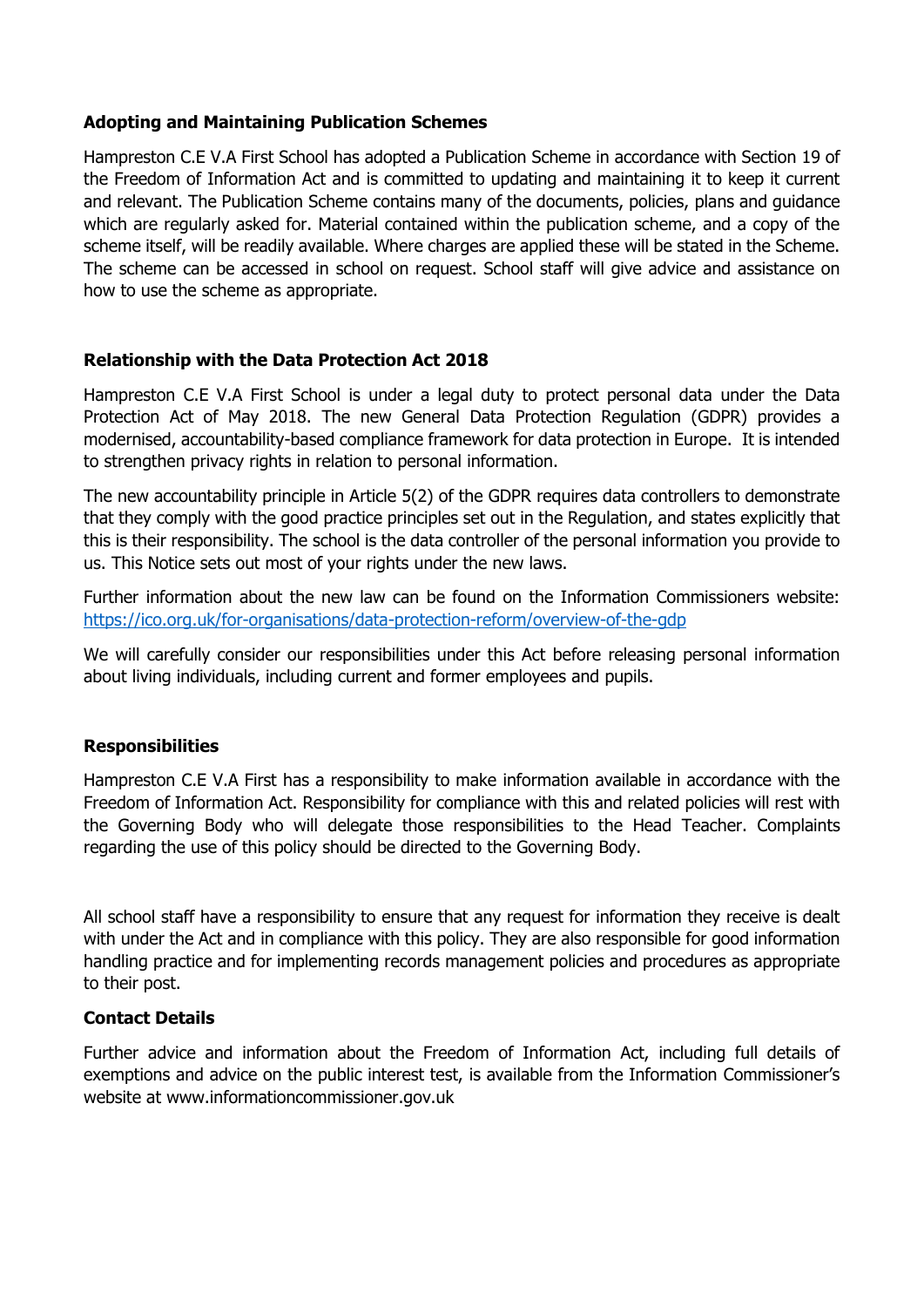### Adopting and Maintaining Publication Schemes

Hampreston C.E V.A First School has adopted a Publication Scheme in accordance with Section 19 of the Freedom of Information Act and is committed to updating and maintaining it to keep it current and relevant. The Publication Scheme contains many of the documents, policies, plans and guidance which are regularly asked for. Material contained within the publication scheme, and a copy of the scheme itself, will be readily available. Where charges are applied these will be stated in the Scheme. The scheme can be accessed in school on request. School staff will give advice and assistance on how to use the scheme as appropriate.

### Relationship with the Data Protection Act 2018

Hampreston C.E V.A First School is under a legal duty to protect personal data under the Data Protection Act of May 2018. The new General Data Protection Regulation (GDPR) provides a modernised, accountability-based compliance framework for data protection in Europe. It is intended to strengthen privacy rights in relation to personal information.

The new accountability principle in Article 5(2) of the GDPR requires data controllers to demonstrate that they comply with the good practice principles set out in the Regulation, and states explicitly that this is their responsibility. The school is the data controller of the personal information you provide to us. This Notice sets out most of your rights under the new laws.

Further information about the new law can be found on the Information Commissioners website: https://ico.org.uk/for-organisations/data-protection-reform/overview-of-the-gdp

We will carefully consider our responsibilities under this Act before releasing personal information about living individuals, including current and former employees and pupils.

### Responsibilities

Hampreston C.E V.A First has a responsibility to make information available in accordance with the Freedom of Information Act. Responsibility for compliance with this and related policies will rest with the Governing Body who will delegate those responsibilities to the Head Teacher. Complaints regarding the use of this policy should be directed to the Governing Body.

All school staff have a responsibility to ensure that any request for information they receive is dealt with under the Act and in compliance with this policy. They are also responsible for good information handling practice and for implementing records management policies and procedures as appropriate to their post.

### Contact Details

Further advice and information about the Freedom of Information Act, including full details of exemptions and advice on the public interest test, is available from the Information Commissioner's website at www.informationcommissioner.gov.uk